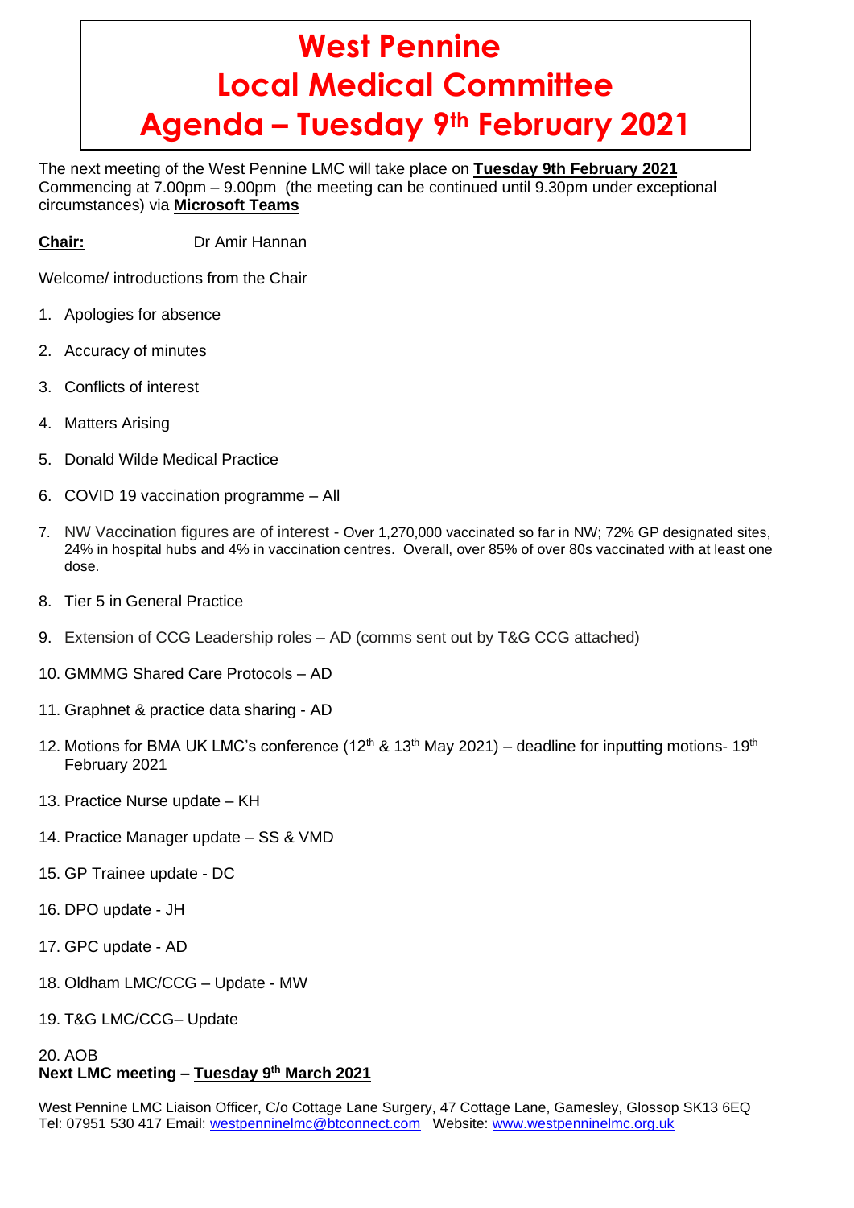# West Pennine
# Local Medical Committee
# Agenda – Tuesday 9th February 2021

The next meeting of the West Pennine LMC will take place on **Tuesday 9th February 2021** Commencing at 7.00pm – 9.00pm (the meeting can be continued until 9.30pm under exceptional circumstances) via **Microsoft Teams**

**Chair:** Dr Amir Hannan

Welcome/ introductions from the Chair

1. Apologies for absence
2. Accuracy of minutes
3. Conflicts of interest
4. Matters Arising
5. Donald Wilde Medical Practice
6. COVID 19 vaccination programme – All
7. NW Vaccination figures are of interest - Over 1,270,000 vaccinated so far in NW; 72% GP designated sites, 24% in hospital hubs and 4% in vaccination centres. Overall, over 85% of over 80s vaccinated with at least one dose.
8. Tier 5 in General Practice
9. Extension of CCG Leadership roles – AD (comms sent out by T&G CCG attached)
10. GMMMG Shared Care Protocols – AD
11. Graphnet & practice data sharing - AD
12. Motions for BMA UK LMC's conference (12th & 13th May 2021) – deadline for inputting motions- 19th February 2021
13. Practice Nurse update – KH
14. Practice Manager update – SS & VMD
15. GP Trainee update - DC
16. DPO update - JH
17. GPC update - AD
18. Oldham LMC/CCG – Update - MW
19. T&G LMC/CCG– Update
20. AOB

**Next LMC meeting – Tuesday 9th March 2021**

West Pennine LMC Liaison Officer, C/o Cottage Lane Surgery, 47 Cottage Lane, Gamesley, Glossop SK13 6EQ
Tel: 07951 530 417 Email: westpenninelmc@btconnect.com Website: www.westpenninelmc.org.uk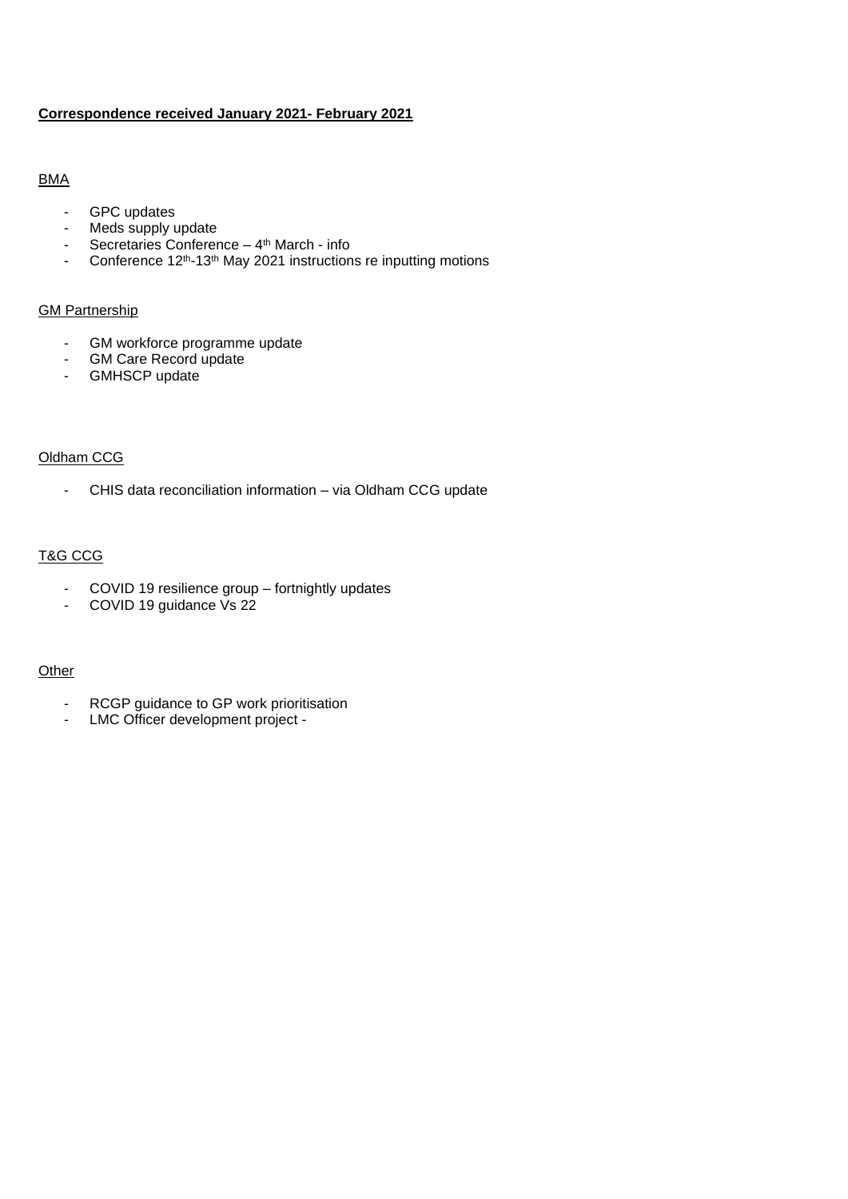**Correspondence received January 2021- February 2021**

BMA

- GPC updates
- Meds supply update
- Secretaries Conference – 4th March - info
- Conference 12th-13th May 2021 instructions re inputting motions

GM Partnership

- GM workforce programme update
- GM Care Record update
- GMHSCP update

Oldham CCG

- CHIS data reconciliation information – via Oldham CCG update

T&G CCG

- COVID 19 resilience group – fortnightly updates
- COVID 19 guidance Vs 22

Other

- RCGP guidance to GP work prioritisation
- LMC Officer development project -